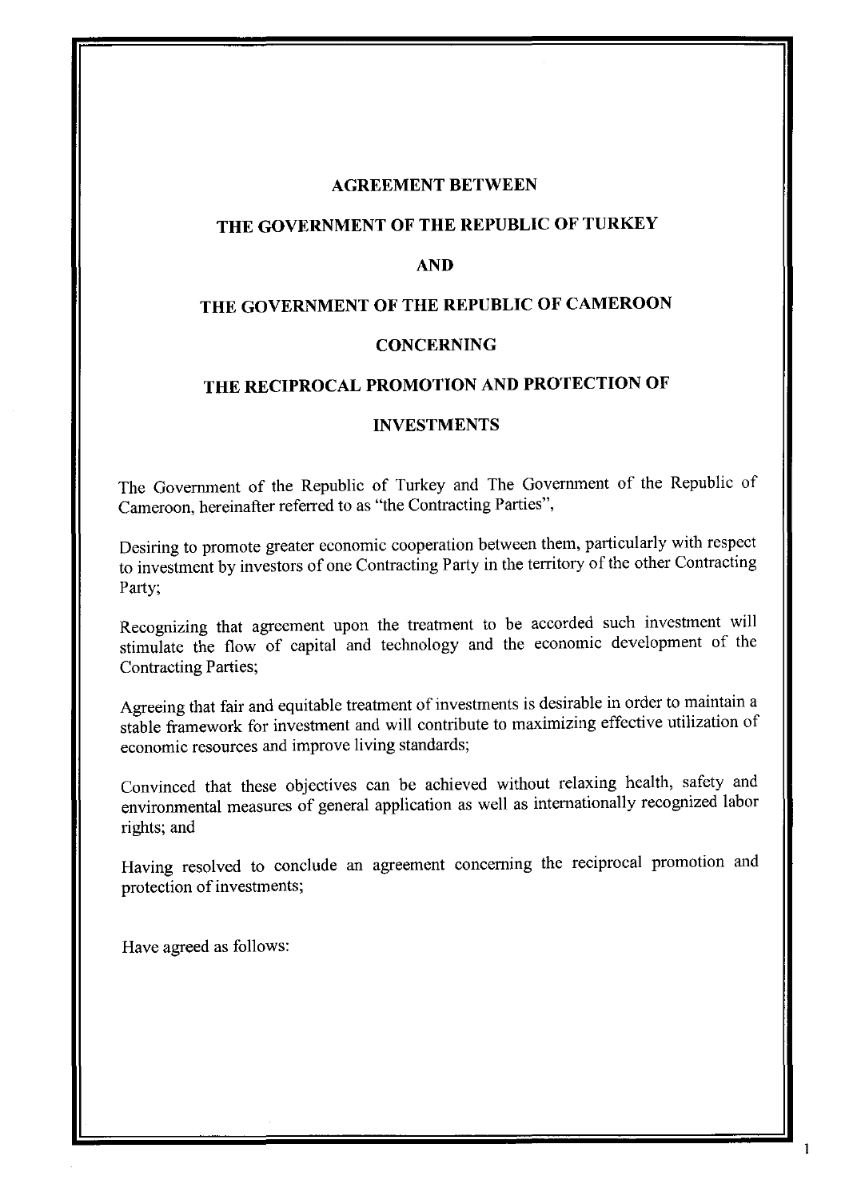# AGREEMENT BETWEEN

# THE GOVERNMENT OF THE REPUBLIC OF TURKEY

# AND

# THE GOVERNMENT OF THE REPUBLIC OF CAMEROON

# CONCERNING

# THE RECIPROCAL PROMOTION AND PROTECTION OF

# INVESTMENTS

The Government of the Republic of Turkey and The Government of the Republic of Cameroon, hereinafter referred to as "the Contracting Parties",

Desiring to promote greater economic cooperation between them, particularly with respect to investment by investors of one Contracting Party in the territory of the other Contracting Party;

Recognizing that agreement upon the treatment to be accorded such investment will stimulate the flow of capital and technology and the economic development of the Contracting Parties;

Agreeing that fair and equitable treatment of investments is desirable in order to maintain a stable framework for investment and will contribute to maximizing effective utilization of economic resources and improve living standards;

Convinced that these objectives can be achieved without relaxing health, safety and environmental measures of general application as well as internationally recognized labor rights; and

Having resolved to conclude an agreement concerning the reciprocal promotion and protection of investments;

Have agreed as follows: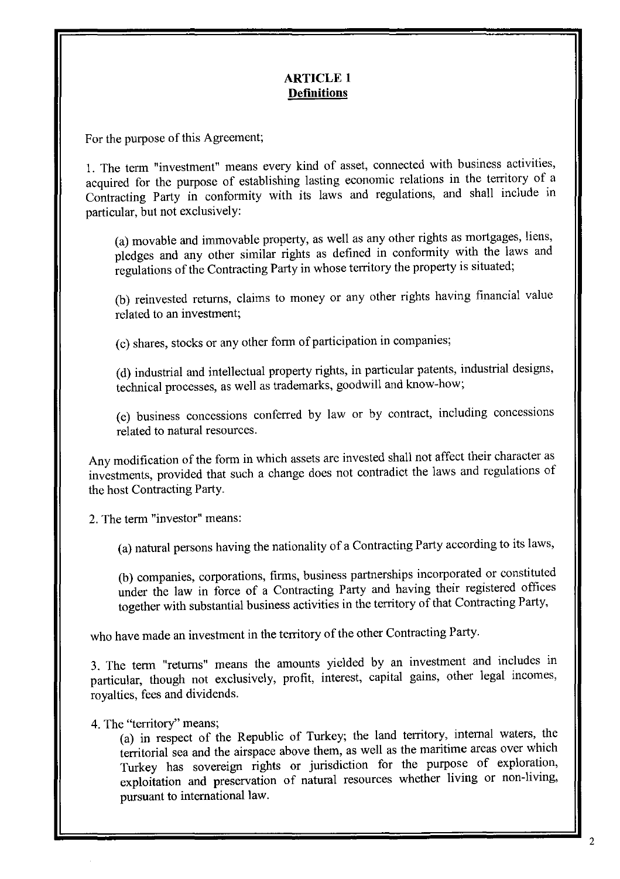## ARTICLE 1
## Definitions

For the purpose of this Agreement;

1. The term "investment" means every kind of asset, connected with business activities, acquired for the purpose of establishing lasting economic relations in the territory of a Contracting Party in conformity with its laws and regulations, and shall include in particular, but not exclusively:

(a) movable and immovable property, as well as any other rights as mortgages, liens, pledges and any other similar rights as defined in conformity with the laws and regulations of the Contracting Party in whose territory the property is situated;

(b) reinvested returns, claims to money or any other rights having financial value related to an investment;

(c) shares, stocks or any other form of participation in companies;

(d) industrial and intellectual property rights, in particular patents, industrial designs, technical processes, as well as trademarks, goodwill and know-how;

(e) business concessions conferred by law or by contract, including concessions related to natural resources.

Any modification of the form in which assets are invested shall not affect their character as investments, provided that such a change does not contradict the laws and regulations of the host Contracting Party.

2. The term "investor" means:

(a) natural persons having the nationality of a Contracting Party according to its laws,

(b) companies, corporations, firms, business partnerships incorporated or constituted under the law in force of a Contracting Party and having their registered offices together with substantial business activities in the territory of that Contracting Party,

who have made an investment in the territory of the other Contracting Party.

3. The term "returns" means the amounts yielded by an investment and includes in particular, though not exclusively, profit, interest, capital gains, other legal incomes, royalties, fees and dividends.

4. The "territory" means;

(a) in respect of the Republic of Turkey; the land territory, internal waters, the territorial sea and the airspace above them, as well as the maritime areas over which Turkey has sovereign rights or jurisdiction for the purpose of exploration, exploitation and preservation of natural resources whether living or non-living, pursuant to international law.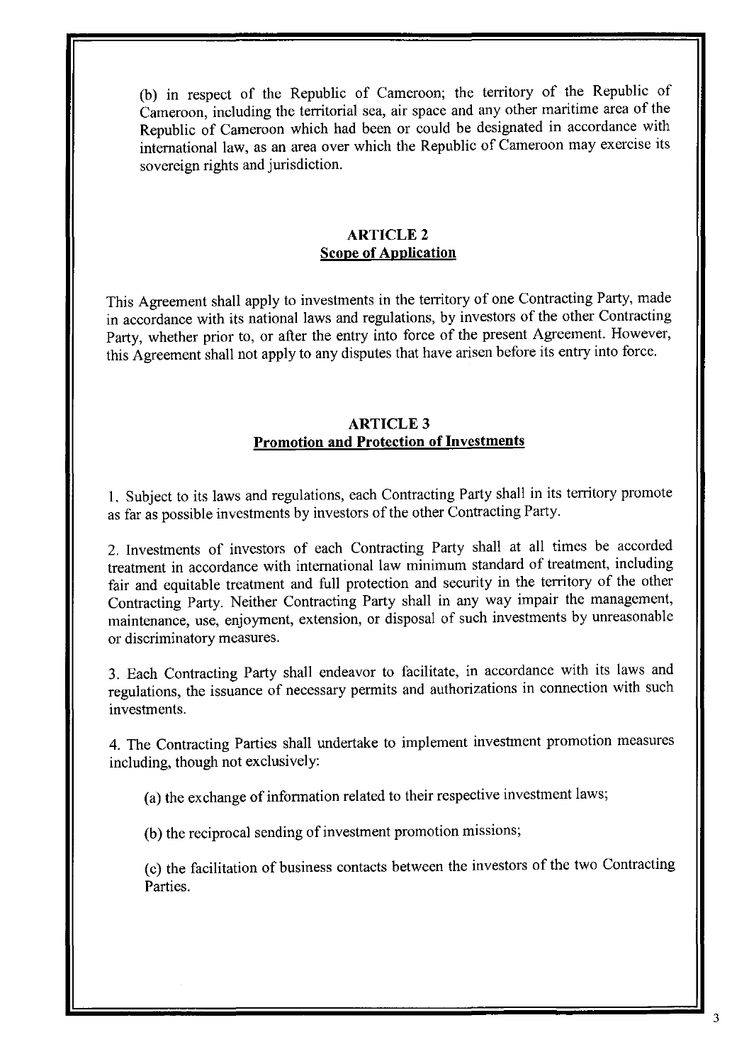(b) in respect of the Republic of Cameroon; the territory of the Republic of Cameroon, including the territorial sea, air space and any other maritime area of the Republic of Cameroon which had been or could be designated in accordance with international law, as an area over which the Republic of Cameroon may exercise its sovereign rights and jurisdiction.

## ARTICLE 2
## Scope of Application

This Agreement shall apply to investments in the territory of one Contracting Party, made in accordance with its national laws and regulations, by investors of the other Contracting Party, whether prior to, or after the entry into force of the present Agreement. However, this Agreement shall not apply to any disputes that have arisen before its entry into force.

## ARTICLE 3
## Promotion and Protection of Investments

1. Subject to its laws and regulations, each Contracting Party shall in its territory promote as far as possible investments by investors of the other Contracting Party.

2. Investments of investors of each Contracting Party shall at all times be accorded treatment in accordance with international law minimum standard of treatment, including fair and equitable treatment and full protection and security in the territory of the other Contracting Party. Neither Contracting Party shall in any way impair the management, maintenance, use, enjoyment, extension, or disposal of such investments by unreasonable or discriminatory measures.

3. Each Contracting Party shall endeavor to facilitate, in accordance with its laws and regulations, the issuance of necessary permits and authorizations in connection with such investments.

4. The Contracting Parties shall undertake to implement investment promotion measures including, though not exclusively:

(a) the exchange of information related to their respective investment laws;

(b) the reciprocal sending of investment promotion missions;

(c) the facilitation of business contacts between the investors of the two Contracting Parties.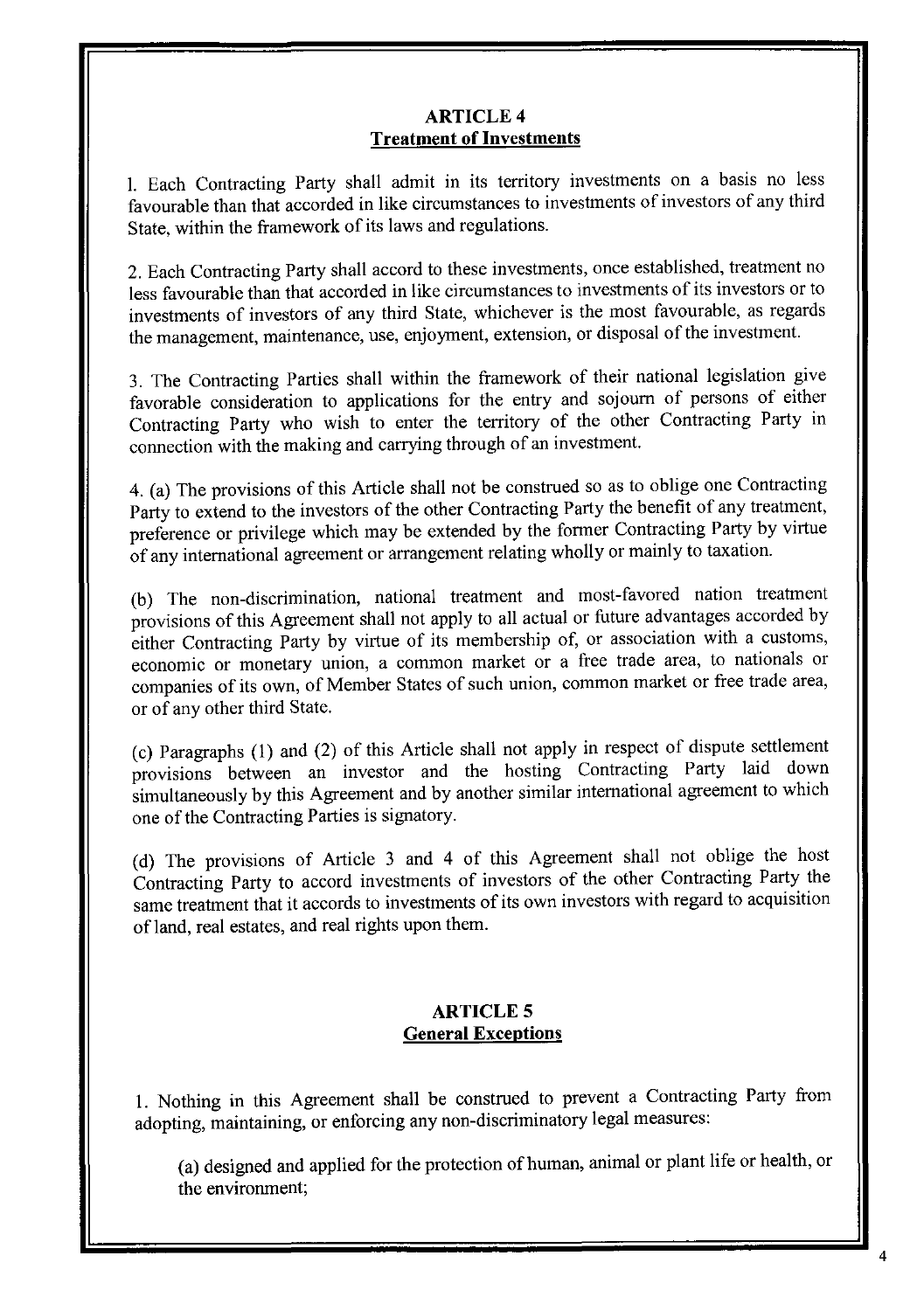## ARTICLE 4
## Treatment of Investments

1. Each Contracting Party shall admit in its territory investments on a basis no less favourable than that accorded in like circumstances to investments of investors of any third State, within the framework of its laws and regulations.

2. Each Contracting Party shall accord to these investments, once established, treatment no less favourable than that accorded in like circumstances to investments of its investors or to investments of investors of any third State, whichever is the most favourable, as regards the management, maintenance, use, enjoyment, extension, or disposal of the investment.

3. The Contracting Parties shall within the framework of their national legislation give favorable consideration to applications for the entry and sojourn of persons of either Contracting Party who wish to enter the territory of the other Contracting Party in connection with the making and carrying through of an investment.

4. (a) The provisions of this Article shall not be construed so as to oblige one Contracting Party to extend to the investors of the other Contracting Party the benefit of any treatment, preference or privilege which may be extended by the former Contracting Party by virtue of any international agreement or arrangement relating wholly or mainly to taxation.

(b) The non-discrimination, national treatment and most-favored nation treatment provisions of this Agreement shall not apply to all actual or future advantages accorded by either Contracting Party by virtue of its membership of, or association with a customs, economic or monetary union, a common market or a free trade area, to nationals or companies of its own, of Member States of such union, common market or free trade area, or of any other third State.

(c) Paragraphs (1) and (2) of this Article shall not apply in respect of dispute settlement provisions between an investor and the hosting Contracting Party laid down simultaneously by this Agreement and by another similar international agreement to which one of the Contracting Parties is signatory.

(d) The provisions of Article 3 and 4 of this Agreement shall not oblige the host Contracting Party to accord investments of investors of the other Contracting Party the same treatment that it accords to investments of its own investors with regard to acquisition of land, real estates, and real rights upon them.

## ARTICLE 5
## General Exceptions

1. Nothing in this Agreement shall be construed to prevent a Contracting Party from adopting, maintaining, or enforcing any non-discriminatory legal measures:

(a) designed and applied for the protection of human, animal or plant life or health, or the environment;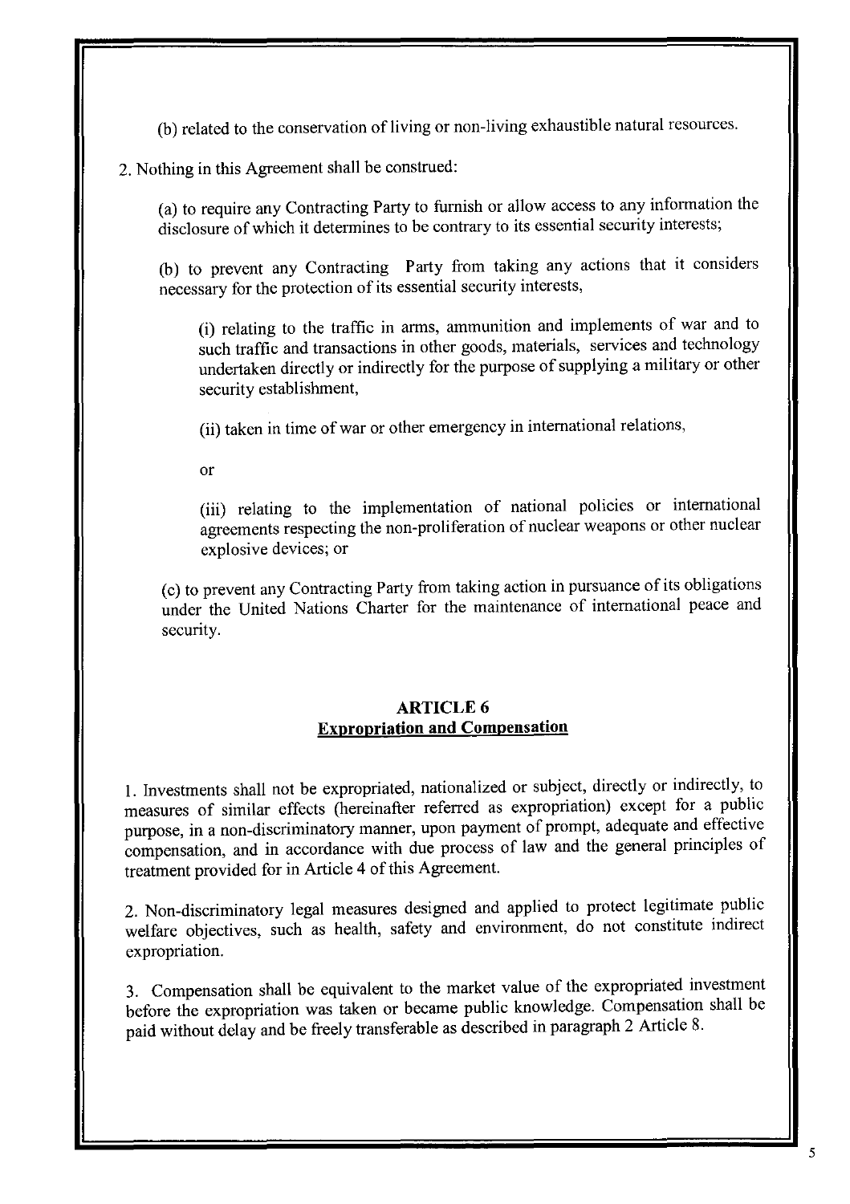(b) related to the conservation of living or non-living exhaustible natural resources.

2. Nothing in this Agreement shall be construed:

(a) to require any Contracting Party to furnish or allow access to any information the disclosure of which it determines to be contrary to its essential security interests;

(b) to prevent any Contracting Party from taking any actions that it considers necessary for the protection of its essential security interests,

(i) relating to the traffic in arms, ammunition and implements of war and to such traffic and transactions in other goods, materials, services and technology undertaken directly or indirectly for the purpose of supplying a military or other security establishment,

(ii) taken in time of war or other emergency in international relations,

or

(iii) relating to the implementation of national policies or international agreements respecting the non-proliferation of nuclear weapons or other nuclear explosive devices; or

(c) to prevent any Contracting Party from taking action in pursuance of its obligations under the United Nations Charter for the maintenance of international peace and security.

## ARTICLE 6
## Expropriation and Compensation

1. Investments shall not be expropriated, nationalized or subject, directly or indirectly, to measures of similar effects (hereinafter referred as expropriation) except for a public purpose, in a non-discriminatory manner, upon payment of prompt, adequate and effective compensation, and in accordance with due process of law and the general principles of treatment provided for in Article 4 of this Agreement.

2. Non-discriminatory legal measures designed and applied to protect legitimate public welfare objectives, such as health, safety and environment, do not constitute indirect expropriation.

3. Compensation shall be equivalent to the market value of the expropriated investment before the expropriation was taken or became public knowledge. Compensation shall be paid without delay and be freely transferable as described in paragraph 2 Article 8.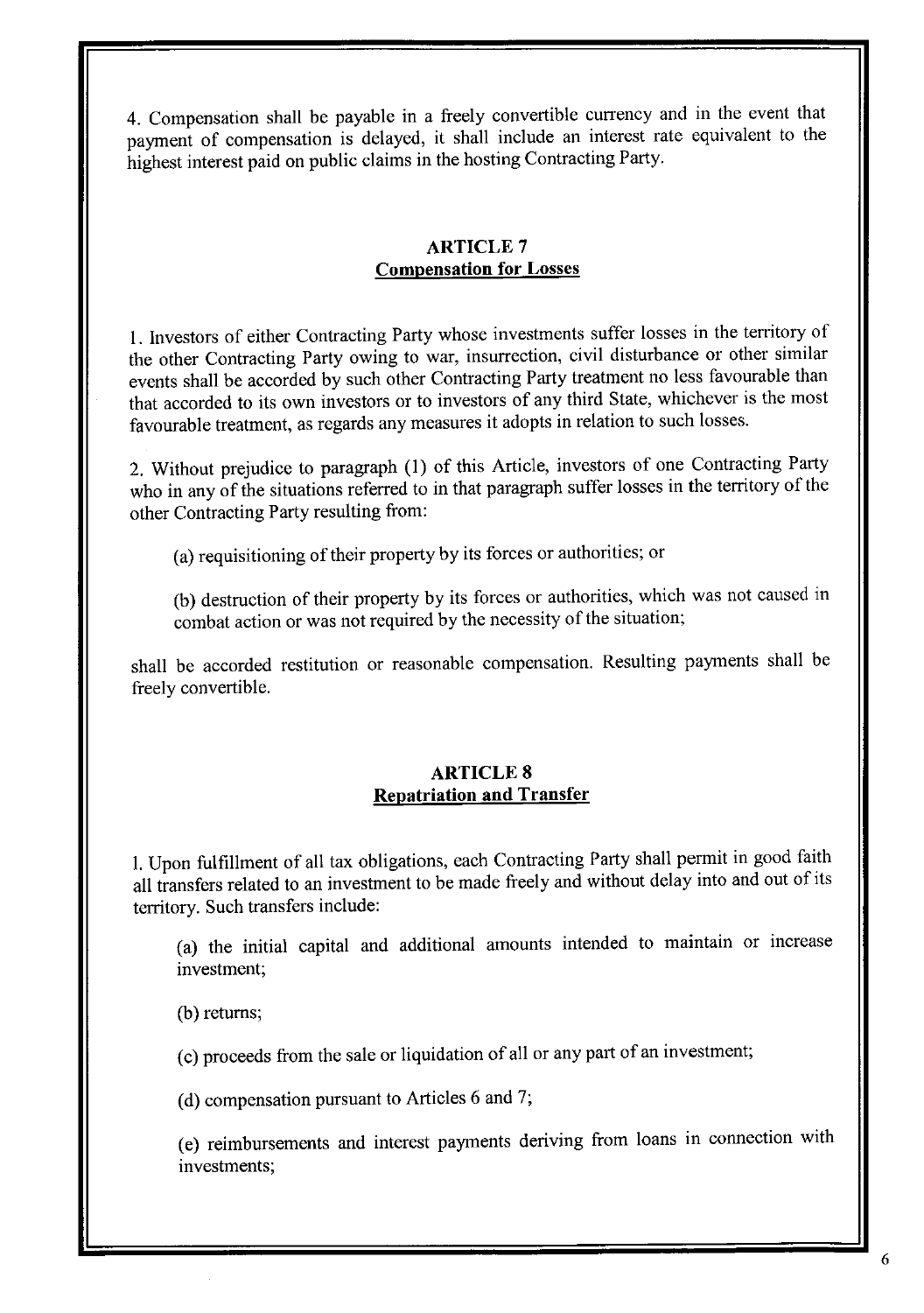4. Compensation shall be payable in a freely convertible currency and in the event that payment of compensation is delayed, it shall include an interest rate equivalent to the highest interest paid on public claims in the hosting Contracting Party.

## ARTICLE 7
## Compensation for Losses

1. Investors of either Contracting Party whose investments suffer losses in the territory of the other Contracting Party owing to war, insurrection, civil disturbance or other similar events shall be accorded by such other Contracting Party treatment no less favourable than that accorded to its own investors or to investors of any third State, whichever is the most favourable treatment, as regards any measures it adopts in relation to such losses.

2. Without prejudice to paragraph (1) of this Article, investors of one Contracting Party who in any of the situations referred to in that paragraph suffer losses in the territory of the other Contracting Party resulting from:

(a) requisitioning of their property by its forces or authorities; or

(b) destruction of their property by its forces or authorities, which was not caused in combat action or was not required by the necessity of the situation;

shall be accorded restitution or reasonable compensation. Resulting payments shall be freely convertible.

## ARTICLE 8
## Repatriation and Transfer

1. Upon fulfillment of all tax obligations, each Contracting Party shall permit in good faith all transfers related to an investment to be made freely and without delay into and out of its territory. Such transfers include:

(a) the initial capital and additional amounts intended to maintain or increase investment;

(b) returns;

(c) proceeds from the sale or liquidation of all or any part of an investment;

(d) compensation pursuant to Articles 6 and 7;

(e) reimbursements and interest payments deriving from loans in connection with investments;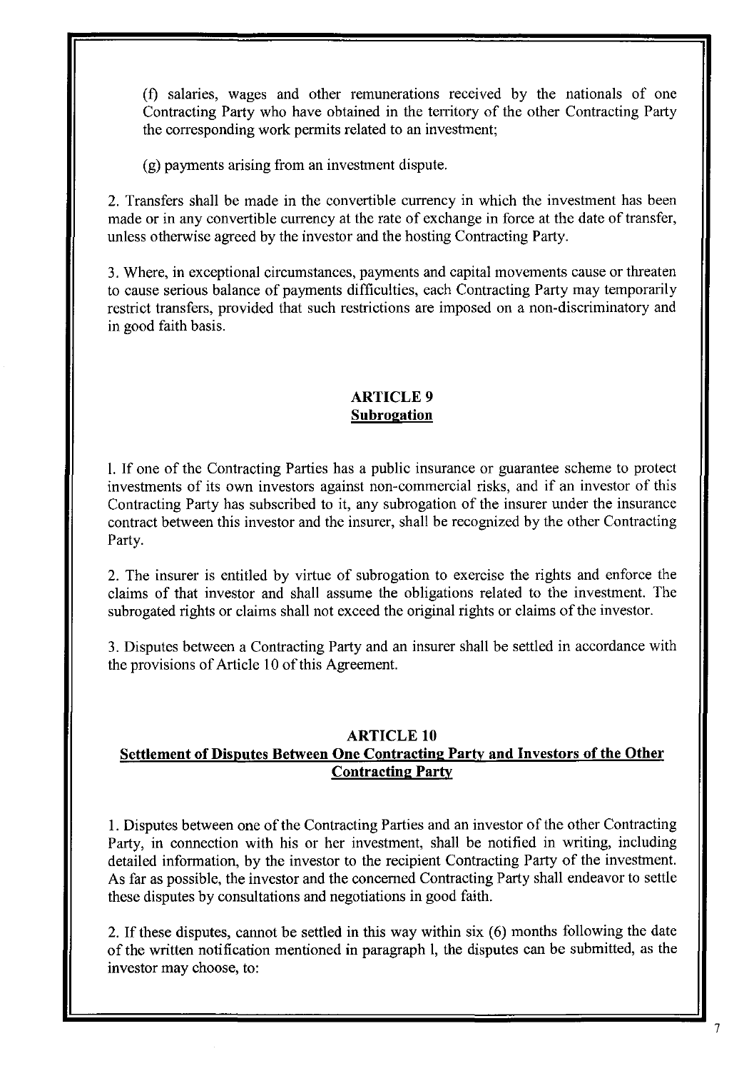(f) salaries, wages and other remunerations received by the nationals of one Contracting Party who have obtained in the territory of the other Contracting Party the corresponding work permits related to an investment;

(g) payments arising from an investment dispute.

2. Transfers shall be made in the convertible currency in which the investment has been made or in any convertible currency at the rate of exchange in force at the date of transfer, unless otherwise agreed by the investor and the hosting Contracting Party.

3. Where, in exceptional circumstances, payments and capital movements cause or threaten to cause serious balance of payments difficulties, each Contracting Party may temporarily restrict transfers, provided that such restrictions are imposed on a non-discriminatory and in good faith basis.

## ARTICLE 9
## Subrogation

1. If one of the Contracting Parties has a public insurance or guarantee scheme to protect investments of its own investors against non-commercial risks, and if an investor of this Contracting Party has subscribed to it, any subrogation of the insurer under the insurance contract between this investor and the insurer, shall be recognized by the other Contracting Party.

2. The insurer is entitled by virtue of subrogation to exercise the rights and enforce the claims of that investor and shall assume the obligations related to the investment. The subrogated rights or claims shall not exceed the original rights or claims of the investor.

3. Disputes between a Contracting Party and an insurer shall be settled in accordance with the provisions of Article 10 of this Agreement.

## ARTICLE 10
## Settlement of Disputes Between One Contracting Party and Investors of the Other Contracting Party

1. Disputes between one of the Contracting Parties and an investor of the other Contracting Party, in connection with his or her investment, shall be notified in writing, including detailed information, by the investor to the recipient Contracting Party of the investment. As far as possible, the investor and the concerned Contracting Party shall endeavor to settle these disputes by consultations and negotiations in good faith.

2. If these disputes, cannot be settled in this way within six (6) months following the date of the written notification mentioned in paragraph l, the disputes can be submitted, as the investor may choose, to: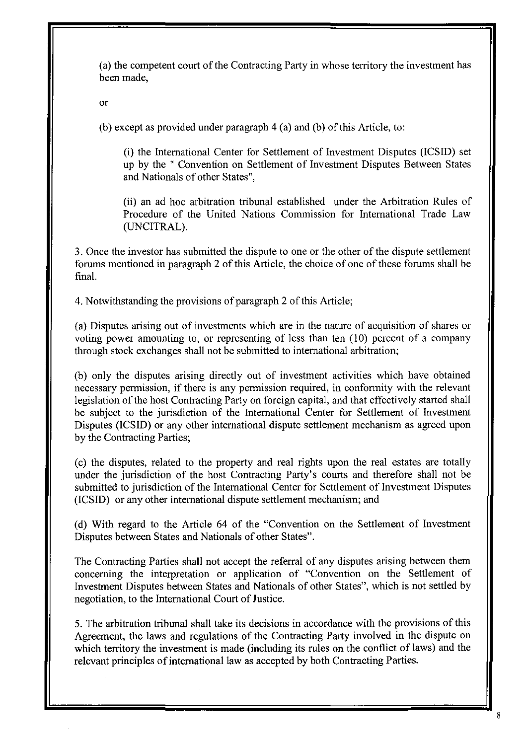(a) the competent court of the Contracting Party in whose territory the investment has been made,

or

(b) except as provided under paragraph 4 (a) and (b) of this Article, to:

(i) the International Center for Settlement of Investment Disputes (ICSID) set up by the " Convention on Settlement of Investment Disputes Between States and Nationals of other States",

(ii) an ad hoc arbitration tribunal established under the Arbitration Rules of Procedure of the United Nations Commission for International Trade Law (UNCITRAL).

3. Once the investor has submitted the dispute to one or the other of the dispute settlement forums mentioned in paragraph 2 of this Article, the choice of one of these forums shall be final.

4. Notwithstanding the provisions of paragraph 2 of this Article;

(a) Disputes arising out of investments which are in the nature of acquisition of shares or voting power amounting to, or representing of less than ten (10) percent of a company through stock exchanges shall not be submitted to international arbitration;

(b) only the disputes arising directly out of investment activities which have obtained necessary permission, if there is any permission required, in conformity with the relevant legislation of the host Contracting Party on foreign capital, and that effectively started shall be subject to the jurisdiction of the International Center for Settlement of Investment Disputes (ICSID) or any other international dispute settlement mechanism as agreed upon by the Contracting Parties;

(c) the disputes, related to the property and real rights upon the real estates are totally under the jurisdiction of the host Contracting Party's courts and therefore shall not be submitted to jurisdiction of the International Center for Settlement of Investment Disputes (ICSID) or any other international dispute settlement mechanism; and

(d) With regard to the Article 64 of the "Convention on the Settlement of Investment Disputes between States and Nationals of other States".

The Contracting Parties shall not accept the referral of any disputes arising between them concerning the interpretation or application of "Convention on the Settlement of Investment Disputes between States and Nationals of other States", which is not settled by negotiation, to the International Court of Justice.

5. The arbitration tribunal shall take its decisions in accordance with the provisions of this Agreement, the laws and regulations of the Contracting Party involved in the dispute on which territory the investment is made (including its rules on the conflict of laws) and the relevant principles of international law as accepted by both Contracting Parties.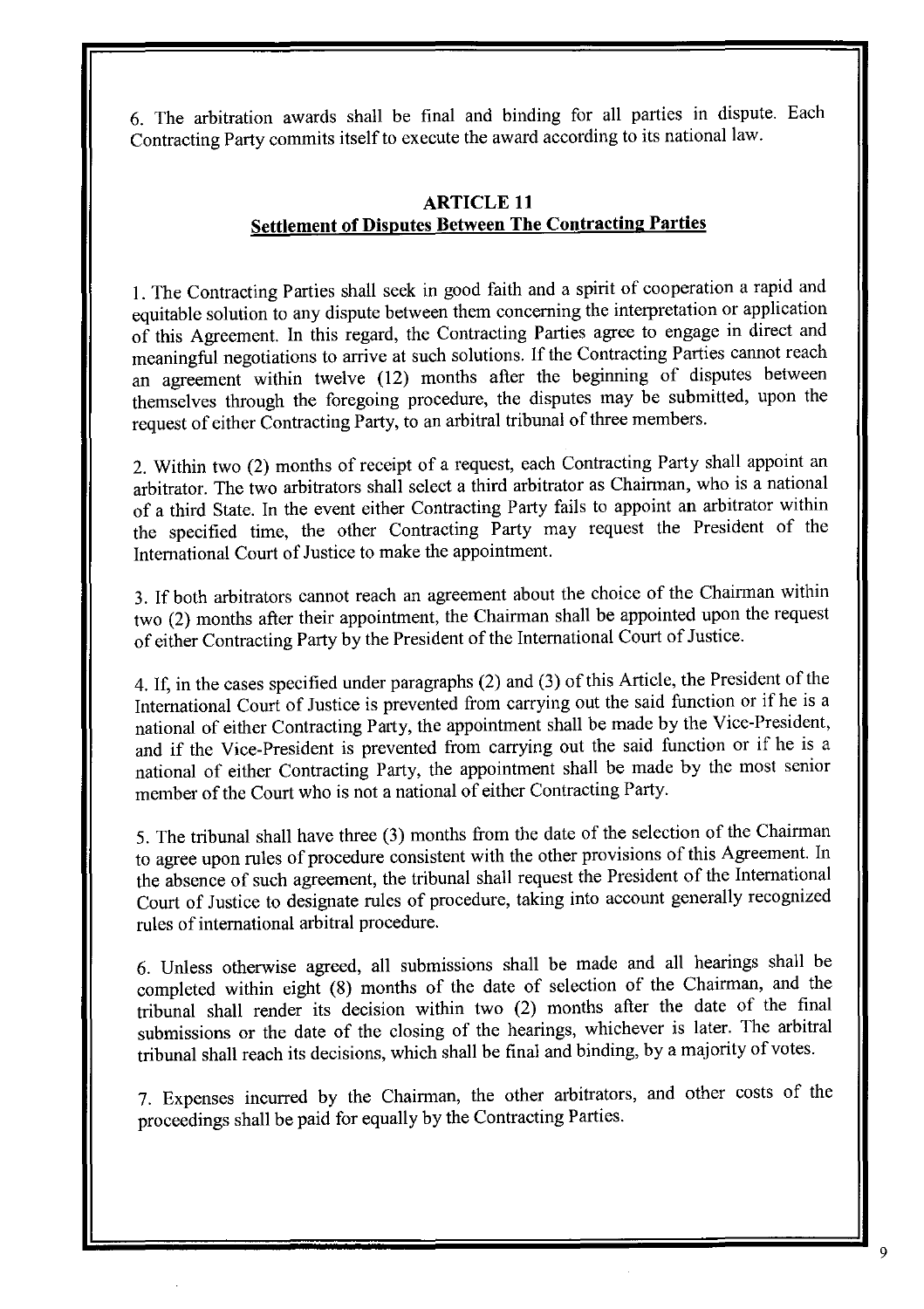6. The arbitration awards shall be final and binding for all parties in dispute. Each Contracting Party commits itself to execute the award according to its national law.

## ARTICLE 11
## Settlement of Disputes Between The Contracting Parties

1. The Contracting Parties shall seek in good faith and a spirit of cooperation a rapid and equitable solution to any dispute between them concerning the interpretation or application of this Agreement. In this regard, the Contracting Parties agree to engage in direct and meaningful negotiations to arrive at such solutions. If the Contracting Parties cannot reach an agreement within twelve (12) months after the beginning of disputes between themselves through the foregoing procedure, the disputes may be submitted, upon the request of either Contracting Party, to an arbitral tribunal of three members.

2. Within two (2) months of receipt of a request, each Contracting Party shall appoint an arbitrator. The two arbitrators shall select a third arbitrator as Chairman, who is a national of a third State. In the event either Contracting Party fails to appoint an arbitrator within the specified time, the other Contracting Party may request the President of the International Court of Justice to make the appointment.

3. If both arbitrators cannot reach an agreement about the choice of the Chairman within two (2) months after their appointment, the Chairman shall be appointed upon the request of either Contracting Party by the President of the International Court of Justice.

4. If, in the cases specified under paragraphs (2) and (3) of this Article, the President of the International Court of Justice is prevented from carrying out the said function or if he is a national of either Contracting Party, the appointment shall be made by the Vice-President, and if the Vice-President is prevented from carrying out the said function or if he is a national of either Contracting Party, the appointment shall be made by the most senior member of the Court who is not a national of either Contracting Party.

5. The tribunal shall have three (3) months from the date of the selection of the Chairman to agree upon rules of procedure consistent with the other provisions of this Agreement. In the absence of such agreement, the tribunal shall request the President of the International Court of Justice to designate rules of procedure, taking into account generally recognized rules of international arbitral procedure.

6. Unless otherwise agreed, all submissions shall be made and all hearings shall be completed within eight (8) months of the date of selection of the Chairman, and the tribunal shall render its decision within two (2) months after the date of the final submissions or the date of the closing of the hearings, whichever is later. The arbitral tribunal shall reach its decisions, which shall be final and binding, by a majority of votes.

7. Expenses incurred by the Chairman, the other arbitrators, and other costs of the proceedings shall be paid for equally by the Contracting Parties.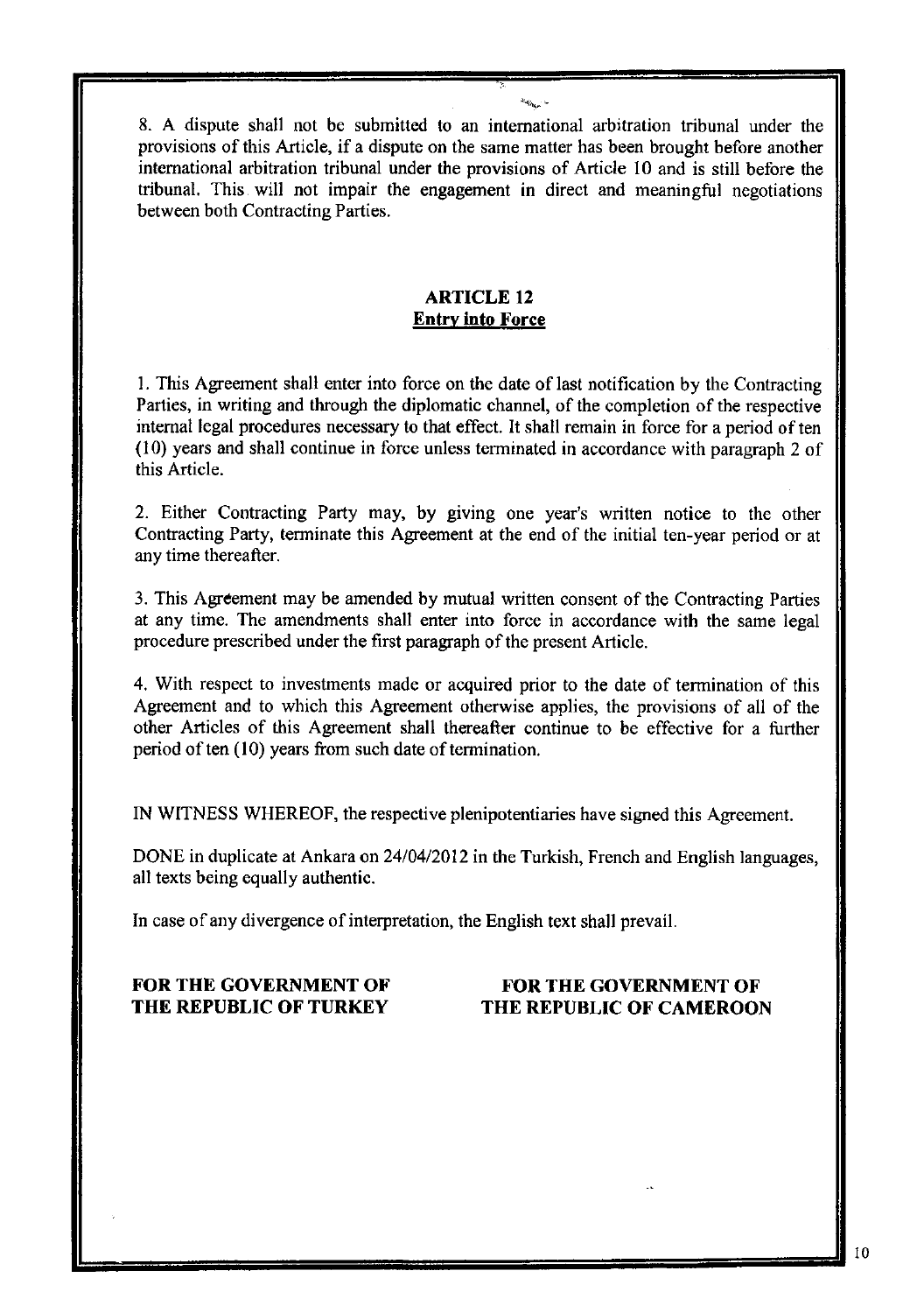8. A dispute shall not be submitted to an international arbitration tribunal under the provisions of this Article, if a dispute on the same matter has been brought before another international arbitration tribunal under the provisions of Article 10 and is still before the tribunal. This will not impair the engagement in direct and meaningful negotiations between both Contracting Parties.

## ARTICLE 12
**Entry into Force**

1. This Agreement shall enter into force on the date of last notification by the Contracting Parties, in writing and through the diplomatic channel, of the completion of the respective internal legal procedures necessary to that effect. It shall remain in force for a period of ten (10) years and shall continue in force unless terminated in accordance with paragraph 2 of this Article.

2. Either Contracting Party may, by giving one year's written notice to the other Contracting Party, terminate this Agreement at the end of the initial ten-year period or at any time thereafter.

3. This Agreement may be amended by mutual written consent of the Contracting Parties at any time. The amendments shall enter into force in accordance with the same legal procedure prescribed under the first paragraph of the present Article.

4. With respect to investments made or acquired prior to the date of termination of this Agreement and to which this Agreement otherwise applies, the provisions of all of the other Articles of this Agreement shall thereafter continue to be effective for a further period of ten (10) years from such date of termination.

IN WITNESS WHEREOF, the respective plenipotentiaries have signed this Agreement.

DONE in duplicate at Ankara on 24/04/2012 in the Turkish, French and English languages, all texts being equally authentic.

In case of any divergence of interpretation, the English text shall prevail.

**FOR THE GOVERNMENT OF THE REPUBLIC OF TURKEY**

**FOR THE GOVERNMENT OF THE REPUBLIC OF CAMEROON**